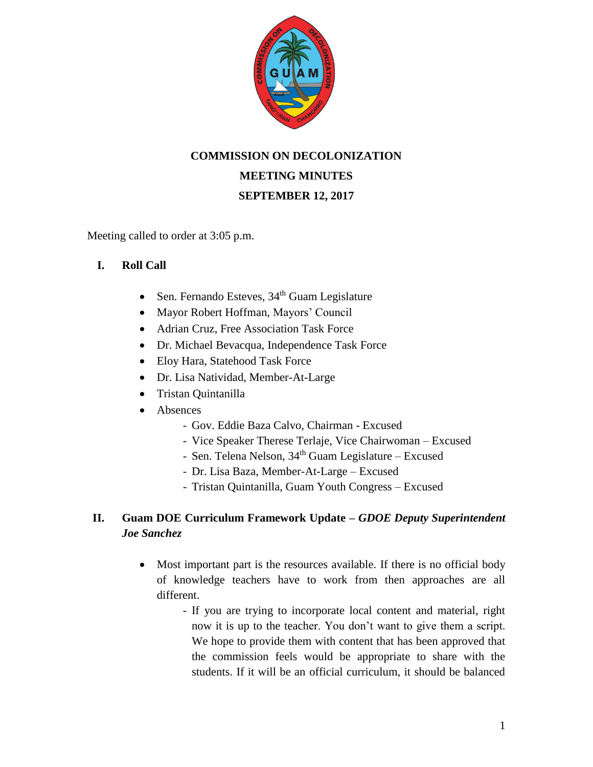**COMMISSION ON DECOLONIZATION**

**MEETING MINUTES**

**SEPTEMBER 12, 2017**

Meeting called to order at 3:05 p.m.

## I. Roll Call

- Sen. Fernando Esteves, 34th Guam Legislature
- Mayor Robert Hoffman, Mayors' Council
- Adrian Cruz, Free Association Task Force
- Dr. Michael Bevacqua, Independence Task Force
- Eloy Hara, Statehood Task Force
- Dr. Lisa Natividad, Member-At-Large
- Tristan Quintanilla
- Absences
  - Gov. Eddie Baza Calvo, Chairman - Excused
  - Vice Speaker Therese Terlaje, Vice Chairwoman – Excused
  - Sen. Telena Nelson, 34th Guam Legislature – Excused
  - Dr. Lisa Baza, Member-At-Large – Excused
  - Tristan Quintanilla, Guam Youth Congress – Excused

## II. Guam DOE Curriculum Framework Update – *GDOE Deputy Superintendent Joe Sanchez*

- Most important part is the resources available. If there is no official body of knowledge teachers have to work from then approaches are all different.
  - If you are trying to incorporate local content and material, right now it is up to the teacher. You don't want to give them a script. We hope to provide them with content that has been approved that the commission feels would be appropriate to share with the students. If it will be an official curriculum, it should be balanced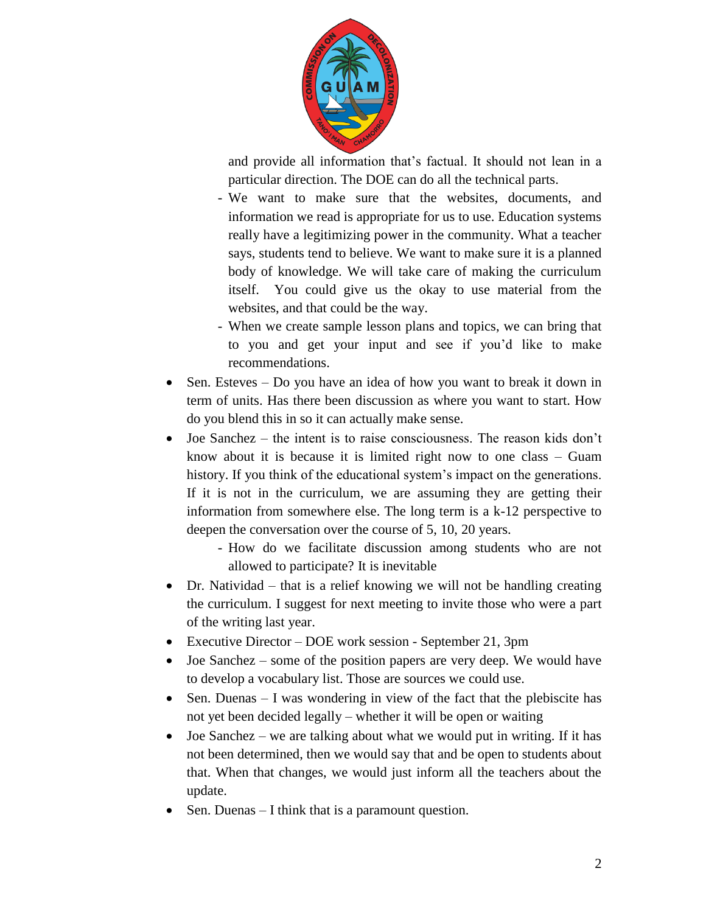and provide all information that's factual. It should not lean in a particular direction. The DOE can do all the technical parts.

  - We want to make sure that the websites, documents, and information we read is appropriate for us to use. Education systems really have a legitimizing power in the community. What a teacher says, students tend to believe. We want to make sure it is a planned body of knowledge. We will take care of making the curriculum itself. You could give us the okay to use material from the websites, and that could be the way.
  - When we create sample lesson plans and topics, we can bring that to you and get your input and see if you'd like to make recommendations.

- Sen. Esteves – Do you have an idea of how you want to break it down in term of units. Has there been discussion as where you want to start. How do you blend this in so it can actually make sense.
- Joe Sanchez – the intent is to raise consciousness. The reason kids don't know about it is because it is limited right now to one class – Guam history. If you think of the educational system's impact on the generations. If it is not in the curriculum, we are assuming they are getting their information from somewhere else. The long term is a k-12 perspective to deepen the conversation over the course of 5, 10, 20 years.
  - How do we facilitate discussion among students who are not allowed to participate? It is inevitable
- Dr. Natividad – that is a relief knowing we will not be handling creating the curriculum. I suggest for next meeting to invite those who were a part of the writing last year.
- Executive Director – DOE work session - September 21, 3pm
- Joe Sanchez – some of the position papers are very deep. We would have to develop a vocabulary list. Those are sources we could use.
- Sen. Duenas – I was wondering in view of the fact that the plebiscite has not yet been decided legally – whether it will be open or waiting
- Joe Sanchez – we are talking about what we would put in writing. If it has not been determined, then we would say that and be open to students about that. When that changes, we would just inform all the teachers about the update.
- Sen. Duenas – I think that is a paramount question.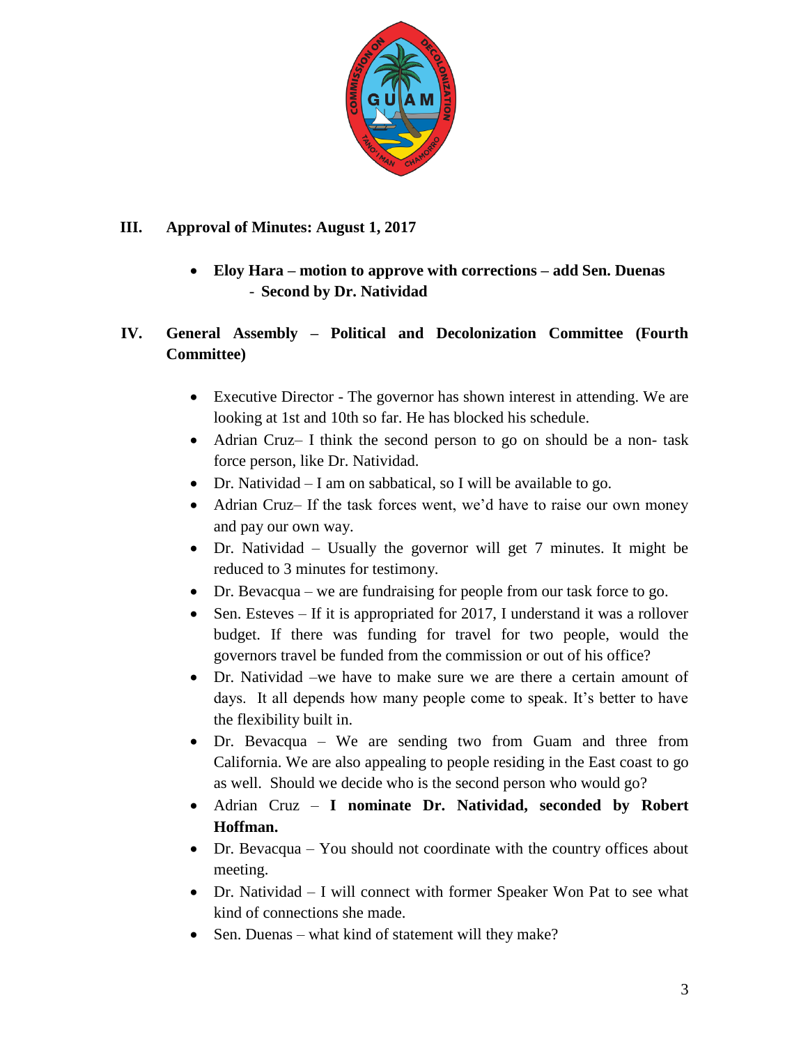## III. Approval of Minutes: August 1, 2017

- **Eloy Hara – motion to approve with corrections – add Sen. Duenas**
  - **Second by Dr. Natividad**

## IV. General Assembly – Political and Decolonization Committee (Fourth Committee)

- Executive Director - The governor has shown interest in attending. We are looking at 1st and 10th so far. He has blocked his schedule.
- Adrian Cruz– I think the second person to go on should be a non- task force person, like Dr. Natividad.
- Dr. Natividad – I am on sabbatical, so I will be available to go.
- Adrian Cruz– If the task forces went, we'd have to raise our own money and pay our own way.
- Dr. Natividad – Usually the governor will get 7 minutes. It might be reduced to 3 minutes for testimony.
- Dr. Bevacqua – we are fundraising for people from our task force to go.
- Sen. Esteves – If it is appropriated for 2017, I understand it was a rollover budget. If there was funding for travel for two people, would the governors travel be funded from the commission or out of his office?
- Dr. Natividad –we have to make sure we are there a certain amount of days. It all depends how many people come to speak. It's better to have the flexibility built in.
- Dr. Bevacqua – We are sending two from Guam and three from California. We are also appealing to people residing in the East coast to go as well. Should we decide who is the second person who would go?
- Adrian Cruz – **I nominate Dr. Natividad, seconded by Robert Hoffman.**
- Dr. Bevacqua – You should not coordinate with the country offices about meeting.
- Dr. Natividad – I will connect with former Speaker Won Pat to see what kind of connections she made.
- Sen. Duenas – what kind of statement will they make?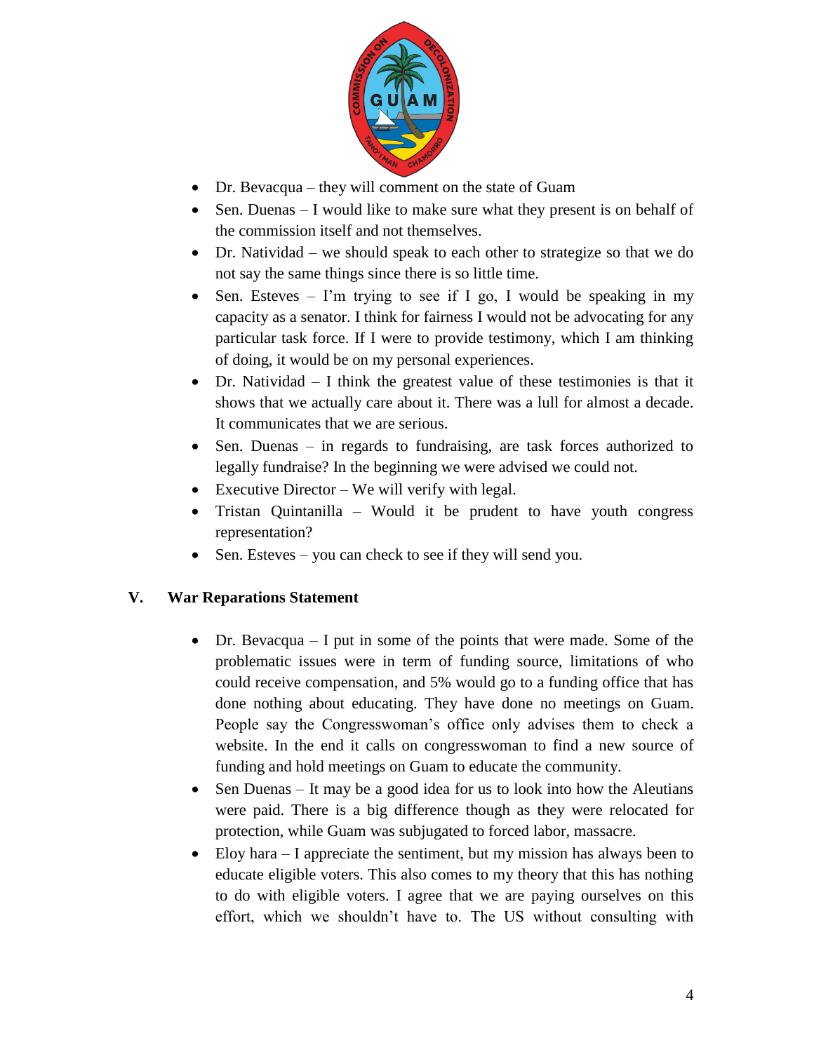- Dr. Bevacqua – they will comment on the state of Guam
- Sen. Duenas – I would like to make sure what they present is on behalf of the commission itself and not themselves.
- Dr. Natividad – we should speak to each other to strategize so that we do not say the same things since there is so little time.
- Sen. Esteves – I'm trying to see if I go, I would be speaking in my capacity as a senator. I think for fairness I would not be advocating for any particular task force. If I were to provide testimony, which I am thinking of doing, it would be on my personal experiences.
- Dr. Natividad – I think the greatest value of these testimonies is that it shows that we actually care about it. There was a lull for almost a decade. It communicates that we are serious.
- Sen. Duenas – in regards to fundraising, are task forces authorized to legally fundraise? In the beginning we were advised we could not.
- Executive Director – We will verify with legal.
- Tristan Quintanilla – Would it be prudent to have youth congress representation?
- Sen. Esteves – you can check to see if they will send you.

## V. War Reparations Statement

- Dr. Bevacqua – I put in some of the points that were made. Some of the problematic issues were in term of funding source, limitations of who could receive compensation, and 5% would go to a funding office that has done nothing about educating. They have done no meetings on Guam. People say the Congresswoman's office only advises them to check a website. In the end it calls on congresswoman to find a new source of funding and hold meetings on Guam to educate the community.
- Sen Duenas – It may be a good idea for us to look into how the Aleutians were paid. There is a big difference though as they were relocated for protection, while Guam was subjugated to forced labor, massacre.
- Eloy hara – I appreciate the sentiment, but my mission has always been to educate eligible voters. This also comes to my theory that this has nothing to do with eligible voters. I agree that we are paying ourselves on this effort, which we shouldn't have to. The US without consulting with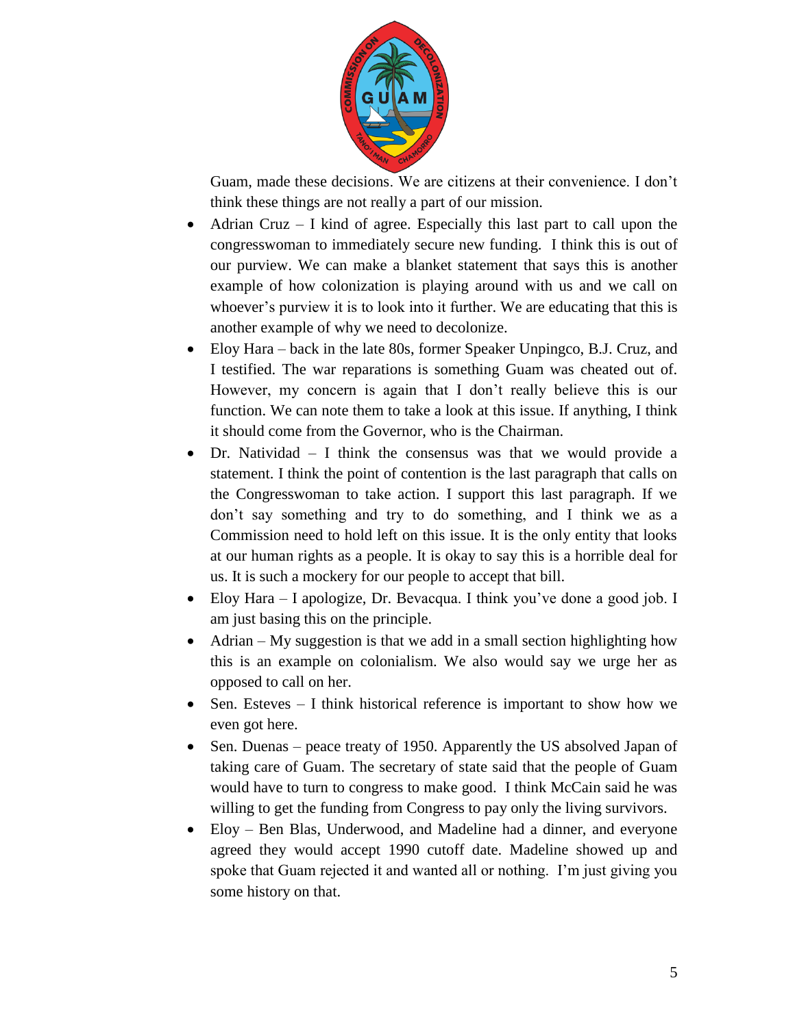Guam, made these decisions. We are citizens at their convenience. I don't think these things are not really a part of our mission.

- Adrian Cruz – I kind of agree. Especially this last part to call upon the congresswoman to immediately secure new funding. I think this is out of our purview. We can make a blanket statement that says this is another example of how colonization is playing around with us and we call on whoever's purview it is to look into it further. We are educating that this is another example of why we need to decolonize.
- Eloy Hara – back in the late 80s, former Speaker Unpingco, B.J. Cruz, and I testified. The war reparations is something Guam was cheated out of. However, my concern is again that I don't really believe this is our function. We can note them to take a look at this issue. If anything, I think it should come from the Governor, who is the Chairman.
- Dr. Natividad – I think the consensus was that we would provide a statement. I think the point of contention is the last paragraph that calls on the Congresswoman to take action. I support this last paragraph. If we don't say something and try to do something, and I think we as a Commission need to hold left on this issue. It is the only entity that looks at our human rights as a people. It is okay to say this is a horrible deal for us. It is such a mockery for our people to accept that bill.
- Eloy Hara – I apologize, Dr. Bevacqua. I think you've done a good job. I am just basing this on the principle.
- Adrian – My suggestion is that we add in a small section highlighting how this is an example on colonialism. We also would say we urge her as opposed to call on her.
- Sen. Esteves – I think historical reference is important to show how we even got here.
- Sen. Duenas – peace treaty of 1950. Apparently the US absolved Japan of taking care of Guam. The secretary of state said that the people of Guam would have to turn to congress to make good. I think McCain said he was willing to get the funding from Congress to pay only the living survivors.
- Eloy – Ben Blas, Underwood, and Madeline had a dinner, and everyone agreed they would accept 1990 cutoff date. Madeline showed up and spoke that Guam rejected it and wanted all or nothing. I'm just giving you some history on that.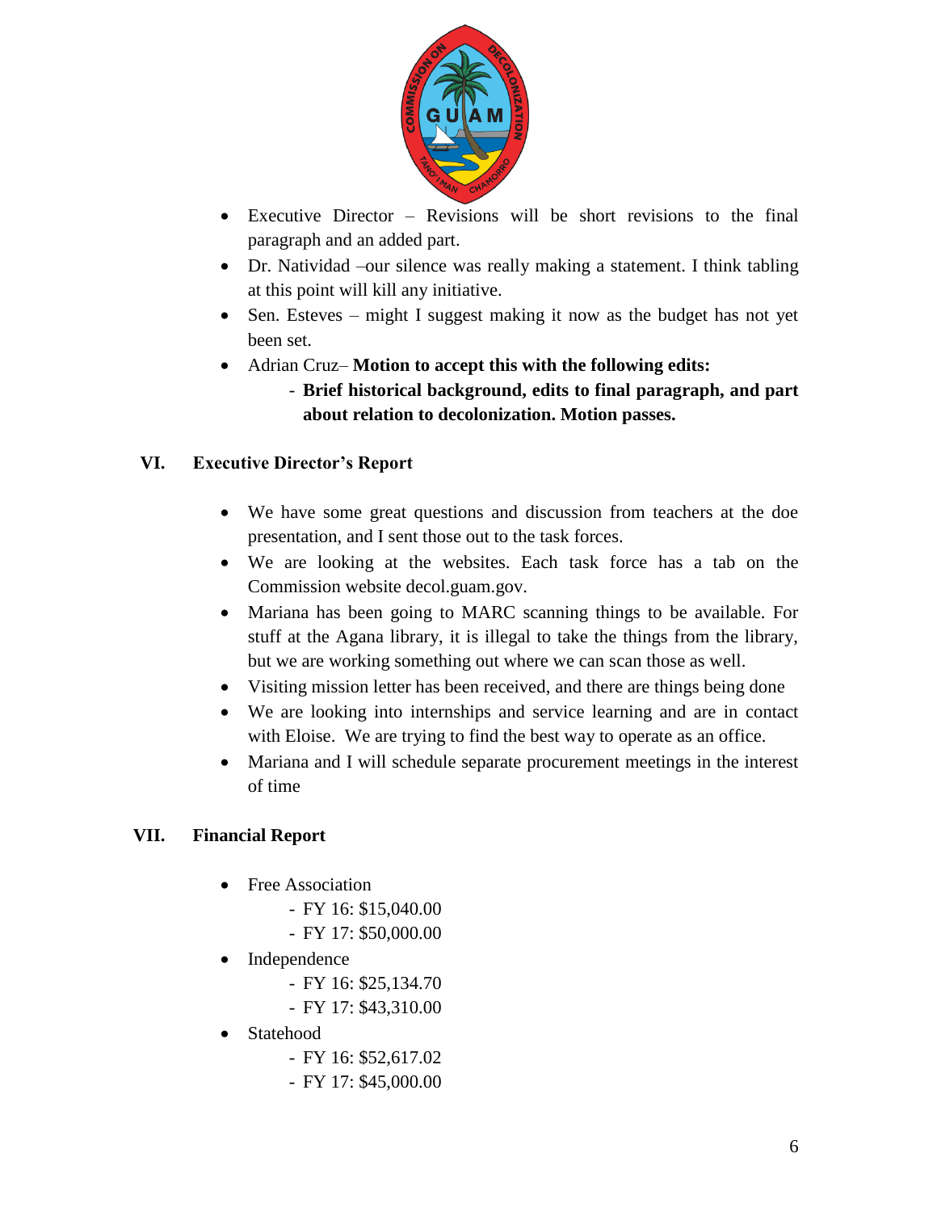- Executive Director – Revisions will be short revisions to the final paragraph and an added part.
- Dr. Natividad –our silence was really making a statement. I think tabling at this point will kill any initiative.
- Sen. Esteves – might I suggest making it now as the budget has not yet been set.
- Adrian Cruz– **Motion to accept this with the following edits:**
    - **Brief historical background, edits to final paragraph, and part about relation to decolonization. Motion passes.**

## VI. Executive Director's Report

- We have some great questions and discussion from teachers at the doe presentation, and I sent those out to the task forces.
- We are looking at the websites. Each task force has a tab on the Commission website decol.guam.gov.
- Mariana has been going to MARC scanning things to be available. For stuff at the Agana library, it is illegal to take the things from the library, but we are working something out where we can scan those as well.
- Visiting mission letter has been received, and there are things being done
- We are looking into internships and service learning and are in contact with Eloise. We are trying to find the best way to operate as an office.
- Mariana and I will schedule separate procurement meetings in the interest of time

## VII. Financial Report

- Free Association
    - FY 16: $15,040.00
    - FY 17: $50,000.00
- Independence
    - FY 16: $25,134.70
    - FY 17: $43,310.00
- Statehood
    - FY 16: $52,617.02
    - FY 17: $45,000.00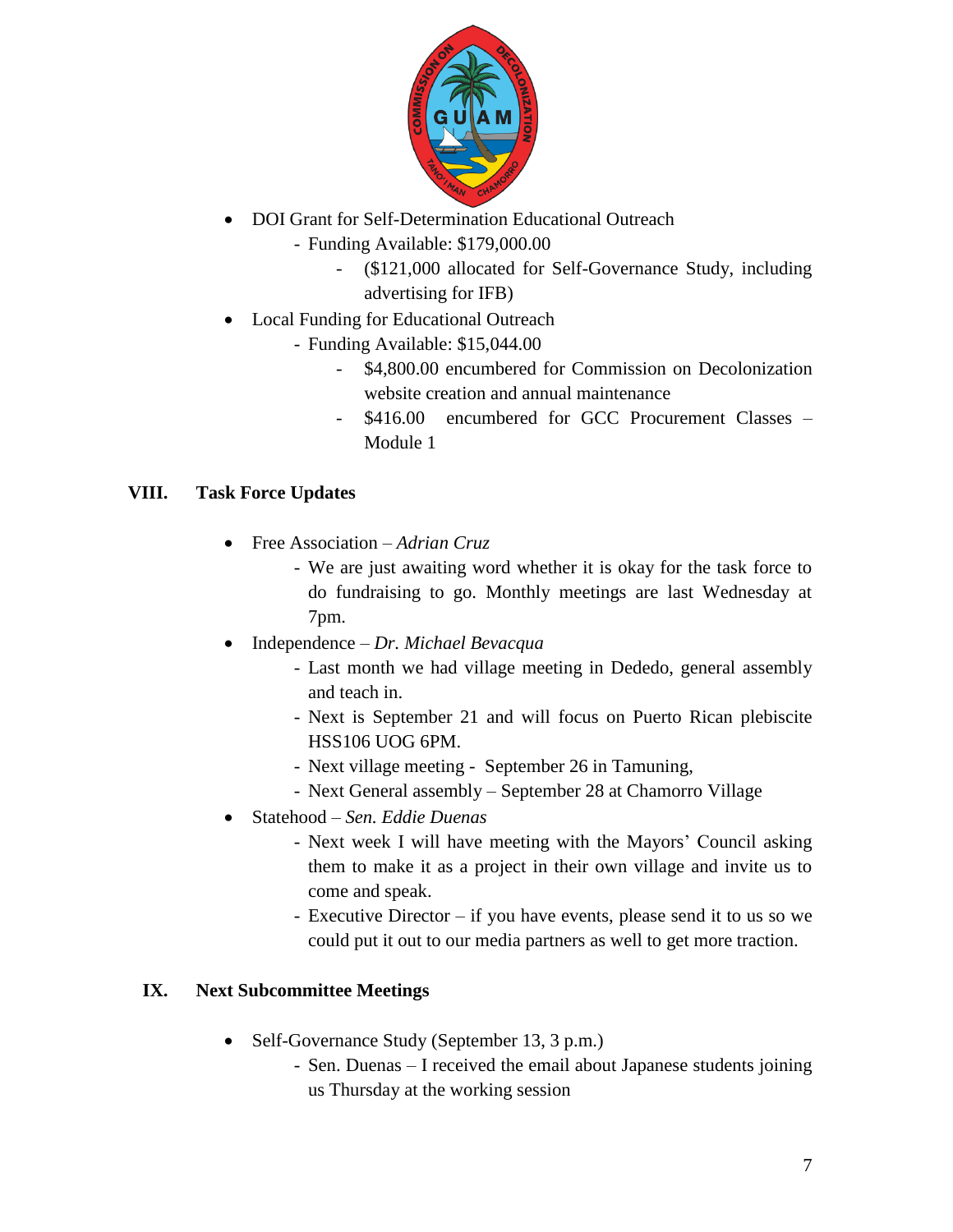- DOI Grant for Self-Determination Educational Outreach
  - Funding Available: $179,000.00
    - ($121,000 allocated for Self-Governance Study, including advertising for IFB)
- Local Funding for Educational Outreach
  - Funding Available: $15,044.00
    - $4,800.00 encumbered for Commission on Decolonization website creation and annual maintenance
    - $416.00 encumbered for GCC Procurement Classes – Module 1

## VIII. Task Force Updates

- Free Association – *Adrian Cruz*
  - We are just awaiting word whether it is okay for the task force to do fundraising to go. Monthly meetings are last Wednesday at 7pm.
- Independence – *Dr. Michael Bevacqua*
  - Last month we had village meeting in Dededo, general assembly and teach in.
  - Next is September 21 and will focus on Puerto Rican plebiscite HSS106 UOG 6PM.
  - Next village meeting - September 26 in Tamuning,
  - Next General assembly – September 28 at Chamorro Village
- Statehood – *Sen. Eddie Duenas*
  - Next week I will have meeting with the Mayors' Council asking them to make it as a project in their own village and invite us to come and speak.
  - Executive Director – if you have events, please send it to us so we could put it out to our media partners as well to get more traction.

## IX. Next Subcommittee Meetings

- Self-Governance Study (September 13, 3 p.m.)
  - Sen. Duenas – I received the email about Japanese students joining us Thursday at the working session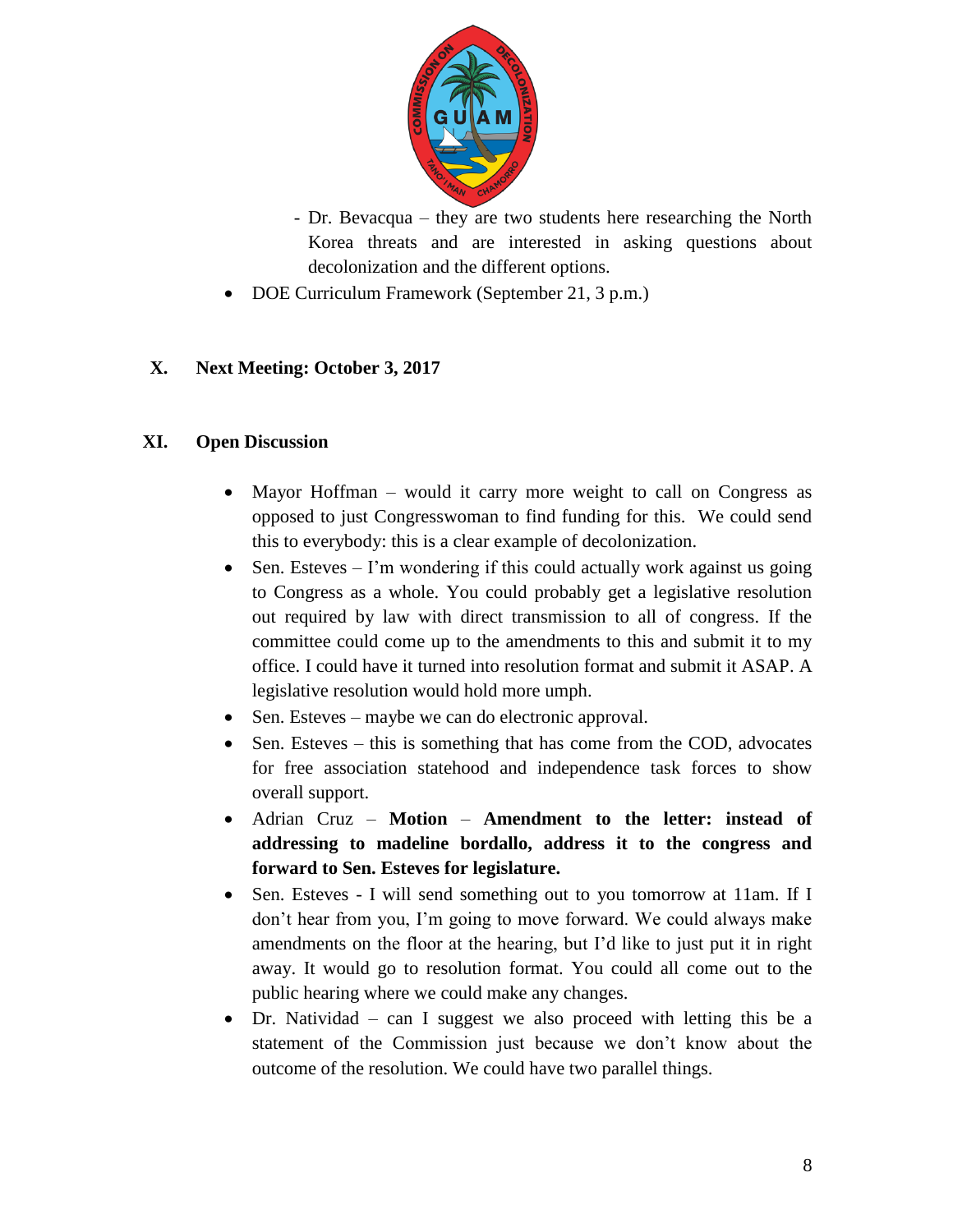- Dr. Bevacqua – they are two students here researching the North Korea threats and are interested in asking questions about decolonization and the different options.
- DOE Curriculum Framework (September 21, 3 p.m.)

## X. Next Meeting: October 3, 2017

## XI. Open Discussion

- Mayor Hoffman – would it carry more weight to call on Congress as opposed to just Congresswoman to find funding for this. We could send this to everybody: this is a clear example of decolonization.
- Sen. Esteves – I'm wondering if this could actually work against us going to Congress as a whole. You could probably get a legislative resolution out required by law with direct transmission to all of congress. If the committee could come up to the amendments to this and submit it to my office. I could have it turned into resolution format and submit it ASAP. A legislative resolution would hold more umph.
- Sen. Esteves – maybe we can do electronic approval.
- Sen. Esteves – this is something that has come from the COD, advocates for free association statehood and independence task forces to show overall support.
- Adrian Cruz – **Motion – Amendment to the letter: instead of addressing to madeline bordallo, address it to the congress and forward to Sen. Esteves for legislature.**
- Sen. Esteves - I will send something out to you tomorrow at 11am. If I don't hear from you, I'm going to move forward. We could always make amendments on the floor at the hearing, but I'd like to just put it in right away. It would go to resolution format. You could all come out to the public hearing where we could make any changes.
- Dr. Natividad – can I suggest we also proceed with letting this be a statement of the Commission just because we don't know about the outcome of the resolution. We could have two parallel things.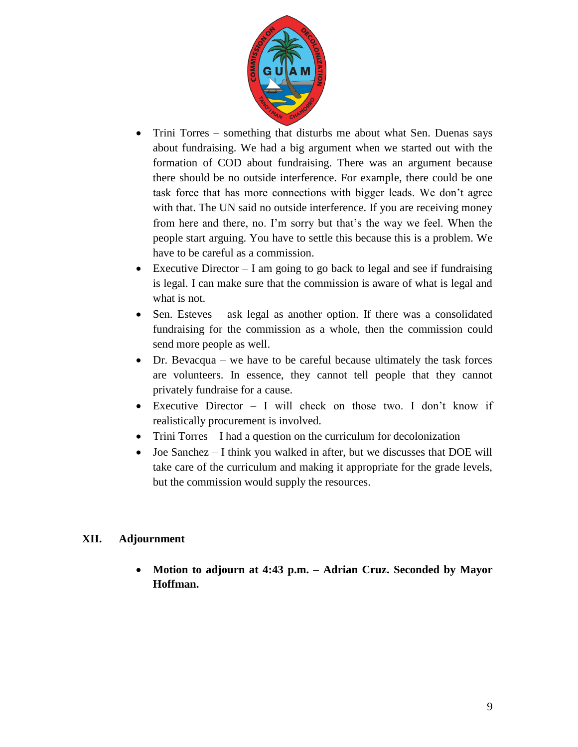- Trini Torres – something that disturbs me about what Sen. Duenas says about fundraising. We had a big argument when we started out with the formation of COD about fundraising. There was an argument because there should be no outside interference. For example, there could be one task force that has more connections with bigger leads. We don't agree with that. The UN said no outside interference. If you are receiving money from here and there, no. I'm sorry but that's the way we feel. When the people start arguing. You have to settle this because this is a problem. We have to be careful as a commission.
- Executive Director – I am going to go back to legal and see if fundraising is legal. I can make sure that the commission is aware of what is legal and what is not.
- Sen. Esteves – ask legal as another option. If there was a consolidated fundraising for the commission as a whole, then the commission could send more people as well.
- Dr. Bevacqua – we have to be careful because ultimately the task forces are volunteers. In essence, they cannot tell people that they cannot privately fundraise for a cause.
- Executive Director – I will check on those two. I don't know if realistically procurement is involved.
- Trini Torres – I had a question on the curriculum for decolonization
- Joe Sanchez – I think you walked in after, but we discusses that DOE will take care of the curriculum and making it appropriate for the grade levels, but the commission would supply the resources.

## XII. Adjournment

- **Motion to adjourn at 4:43 p.m. – Adrian Cruz. Seconded by Mayor Hoffman.**